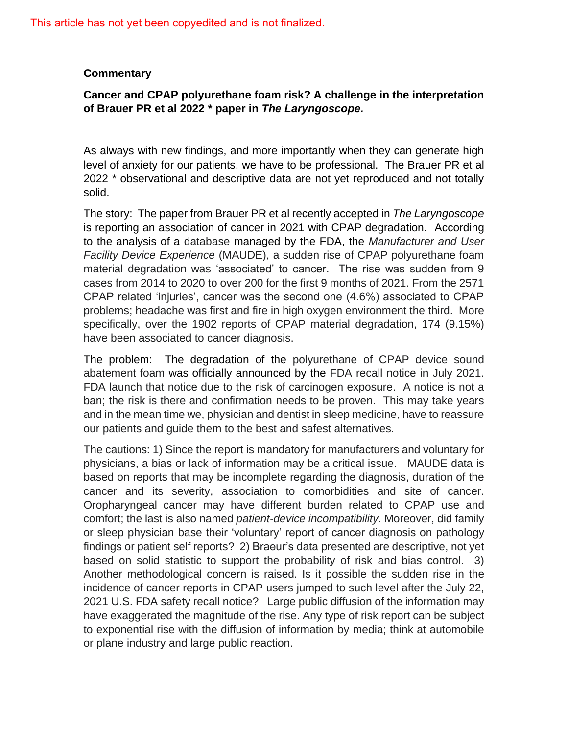This article has not yet been copyedited and is not finalized.

**Commentary**

**Cancer and CPAP polyurethane foam risk? A challenge in the interpretation of Brauer PR et al 2022 * paper in *The Laryngoscope.***

As always with new findings, and more importantly when they can generate high level of anxiety for our patients, we have to be professional. The Brauer PR et al 2022 * observational and descriptive data are not yet reproduced and not totally solid.

The story: The paper from Brauer PR et al recently accepted in *The Laryngoscope* is reporting an association of cancer in 2021 with CPAP degradation. According to the analysis of a database managed by the FDA, the *Manufacturer and User Facility Device Experience* (MAUDE), a sudden rise of CPAP polyurethane foam material degradation was 'associated' to cancer. The rise was sudden from 9 cases from 2014 to 2020 to over 200 for the first 9 months of 2021. From the 2571 CPAP related 'injuries', cancer was the second one (4.6%) associated to CPAP problems; headache was first and fire in high oxygen environment the third. More specifically, over the 1902 reports of CPAP material degradation, 174 (9.15%) have been associated to cancer diagnosis.

The problem: The degradation of the polyurethane of CPAP device sound abatement foam was officially announced by the FDA recall notice in July 2021. FDA launch that notice due to the risk of carcinogen exposure. A notice is not a ban; the risk is there and confirmation needs to be proven. This may take years and in the mean time we, physician and dentist in sleep medicine, have to reassure our patients and guide them to the best and safest alternatives.

The cautions: 1) Since the report is mandatory for manufacturers and voluntary for physicians, a bias or lack of information may be a critical issue. MAUDE data is based on reports that may be incomplete regarding the diagnosis, duration of the cancer and its severity, association to comorbidities and site of cancer. Oropharyngeal cancer may have different burden related to CPAP use and comfort; the last is also named *patient-device incompatibility*. Moreover, did family or sleep physician base their 'voluntary' report of cancer diagnosis on pathology findings or patient self reports? 2) Braeur's data presented are descriptive, not yet based on solid statistic to support the probability of risk and bias control. 3) Another methodological concern is raised. Is it possible the sudden rise in the incidence of cancer reports in CPAP users jumped to such level after the July 22, 2021 U.S. FDA safety recall notice? Large public diffusion of the information may have exaggerated the magnitude of the rise. Any type of risk report can be subject to exponential rise with the diffusion of information by media; think at automobile or plane industry and large public reaction.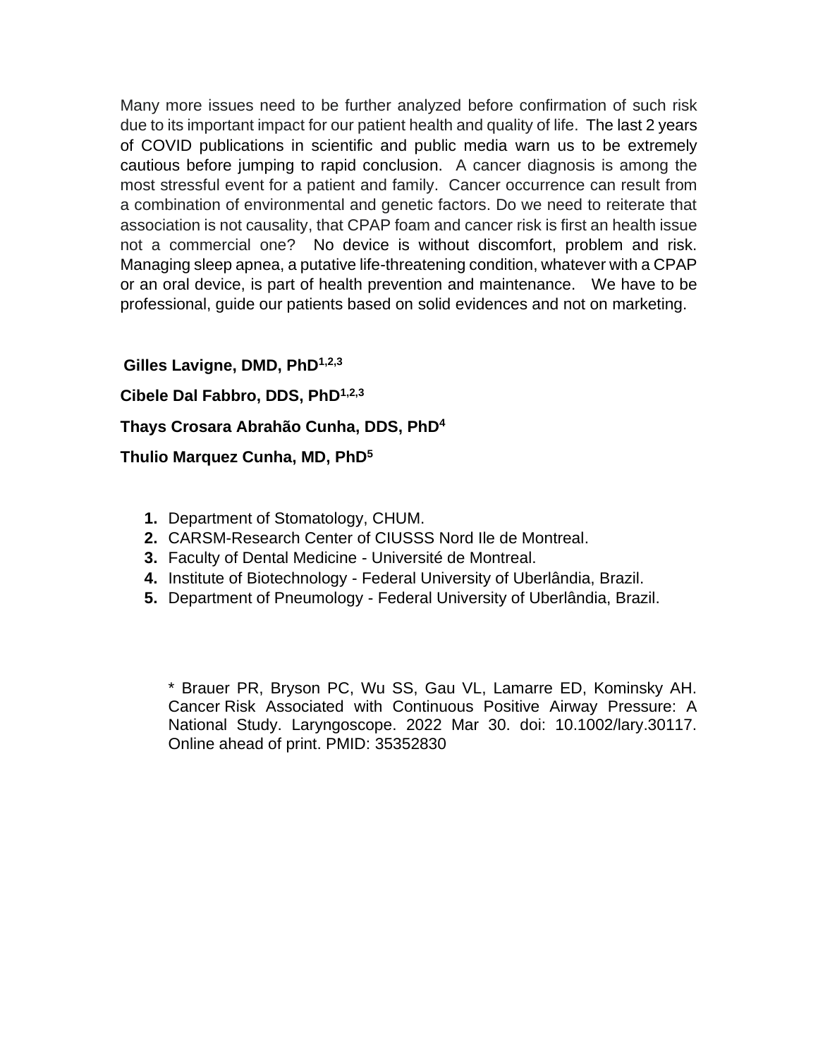Many more issues need to be further analyzed before confirmation of such risk due to its important impact for our patient health and quality of life. The last 2 years of COVID publications in scientific and public media warn us to be extremely cautious before jumping to rapid conclusion. A cancer diagnosis is among the most stressful event for a patient and family. Cancer occurrence can result from a combination of environmental and genetic factors. Do we need to reiterate that association is not causality, that CPAP foam and cancer risk is first an health issue not a commercial one? No device is without discomfort, problem and risk. Managing sleep apnea, a putative life-threatening condition, whatever with a CPAP or an oral device, is part of health prevention and maintenance. We have to be professional, guide our patients based on solid evidences and not on marketing.

**Gilles Lavigne, DMD, PhD[1,2,3]**

**Cibele Dal Fabbro, DDS, PhD[1,2,3]**

**Thays Crosara Abrahão Cunha, DDS, PhD[4]**

**Thulio Marquez Cunha, MD, PhD[5]**

1. Department of Stomatology, CHUM.
2. CARSM-Research Center of CIUSSS Nord Ile de Montreal.
3. Faculty of Dental Medicine - Université de Montreal.
4. Institute of Biotechnology - Federal University of Uberlândia, Brazil.
5. Department of Pneumology - Federal University of Uberlândia, Brazil.

* Brauer PR, Bryson PC, Wu SS, Gau VL, Lamarre ED, Kominsky AH. Cancer Risk Associated with Continuous Positive Airway Pressure: A National Study. Laryngoscope. 2022 Mar 30. doi: 10.1002/lary.30117. Online ahead of print. PMID: 35352830